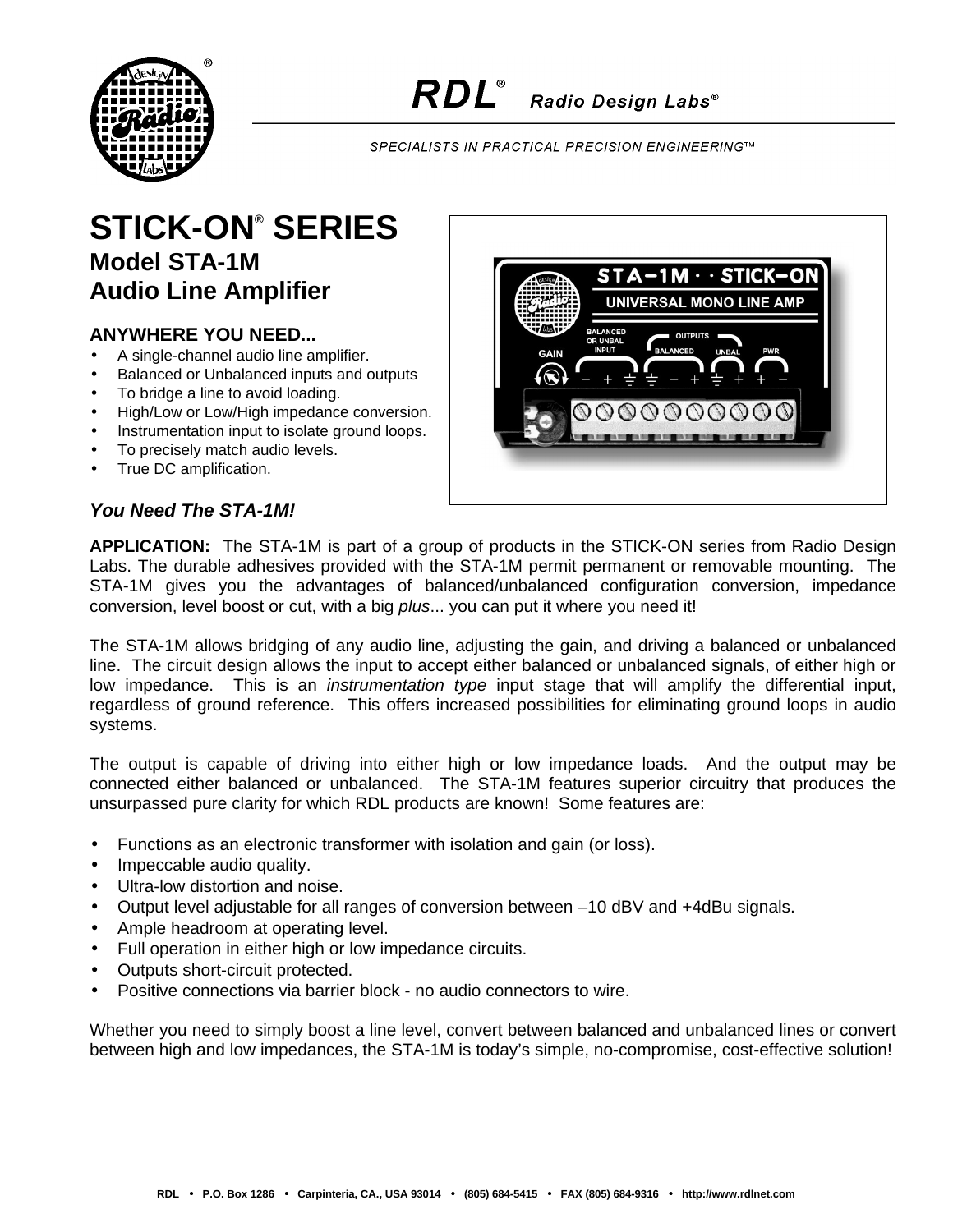# RDL® Radio Design Labs®

SPECIALISTS IN PRACTICAL PRECISION ENGINEERING™

# STICK-ON® SERIES
## Model STA-1M
## Audio Line Amplifier

### ANYWHERE YOU NEED...

- A single-channel audio line amplifier.
- Balanced or Unbalanced inputs and outputs
- To bridge a line to avoid loading.
- High/Low or Low/High impedance conversion.
- Instrumentation input to isolate ground loops.
- To precisely match audio levels.
- True DC amplification.

***You Need The STA-1M!***

**APPLICATION:** The STA-1M is part of a group of products in the STICK-ON series from Radio Design Labs. The durable adhesives provided with the STA-1M permit permanent or removable mounting. The STA-1M gives you the advantages of balanced/unbalanced configuration conversion, impedance conversion, level boost or cut, with a big *plus*... you can put it where you need it!

The STA-1M allows bridging of any audio line, adjusting the gain, and driving a balanced or unbalanced line. The circuit design allows the input to accept either balanced or unbalanced signals, of either high or low impedance. This is an *instrumentation type* input stage that will amplify the differential input, regardless of ground reference. This offers increased possibilities for eliminating ground loops in audio systems.

The output is capable of driving into either high or low impedance loads. And the output may be connected either balanced or unbalanced. The STA-1M features superior circuitry that produces the unsurpassed pure clarity for which RDL products are known! Some features are:

- Functions as an electronic transformer with isolation and gain (or loss).
- Impeccable audio quality.
- Ultra-low distortion and noise.
- Output level adjustable for all ranges of conversion between –10 dBV and +4dBu signals.
- Ample headroom at operating level.
- Full operation in either high or low impedance circuits.
- Outputs short-circuit protected.
- Positive connections via barrier block - no audio connectors to wire.

Whether you need to simply boost a line level, convert between balanced and unbalanced lines or convert between high and low impedances, the STA-1M is today's simple, no-compromise, cost-effective solution!

RDL • P.O. Box 1286 • Carpinteria, CA., USA 93014 • (805) 684-5415 • FAX (805) 684-9316 • http://www.rdlnet.com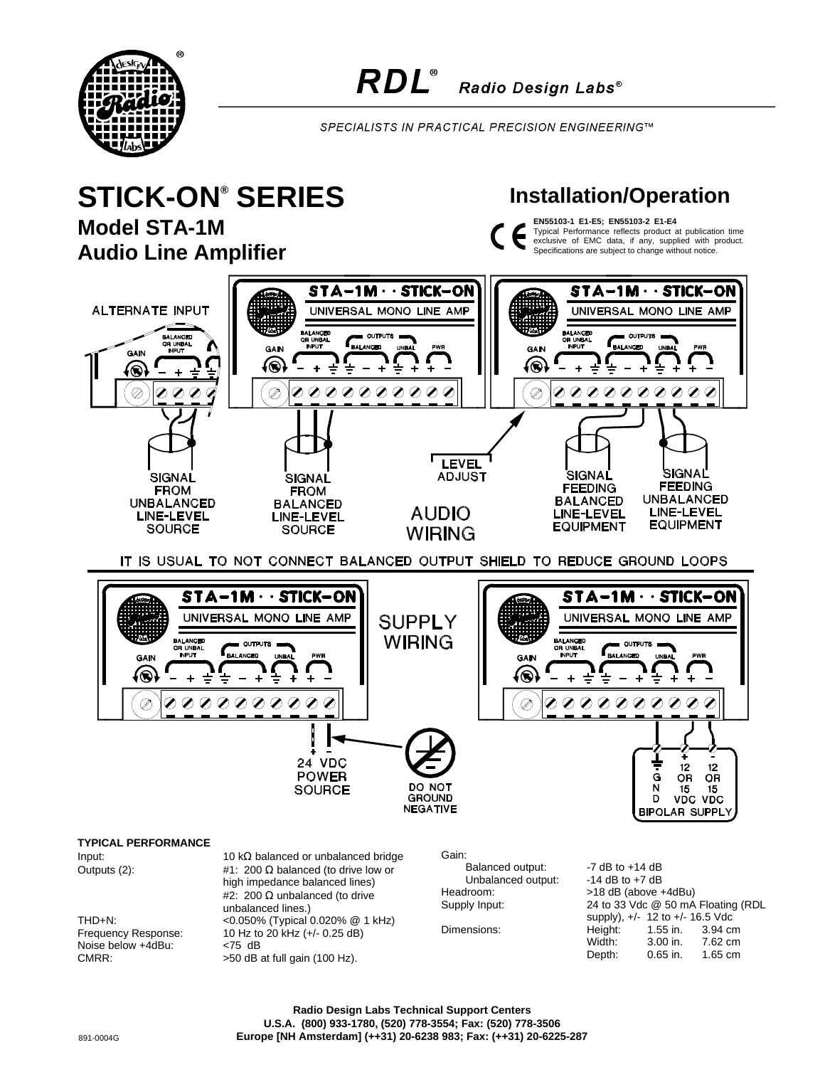RDL® Radio Design Labs®

SPECIALISTS IN PRACTICAL PRECISION ENGINEERING™

# STICK-ON® SERIES

## Model STA-1M
## Audio Line Amplifier

# Installation/Operation

**EN55103-1 E1-E5; EN55103-2 E1-E4**
Typical Performance reflects product at publication time exclusive of EMC data, if any, supplied with product. Specifications are subject to change without notice.

ALTERNATE INPUT

STA-1M · · STICK-ON
UNIVERSAL MONO LINE AMP
GAIN
BALANCED OR UNBAL INPUT
OUTPUTS
BALANCED
UNBAL
PWR

SIGNAL FROM UNBALANCED LINE-LEVEL SOURCE

SIGNAL FROM BALANCED LINE-LEVEL SOURCE

LEVEL ADJUST

AUDIO WIRING

SIGNAL FEEDING BALANCED LINE-LEVEL EQUIPMENT

SIGNAL FEEDING UNBALANCED LINE-LEVEL EQUIPMENT

IT IS USUAL TO NOT CONNECT BALANCED OUTPUT SHIELD TO REDUCE GROUND LOOPS

SUPPLY WIRING

24 VDC POWER SOURCE

DO NOT GROUND NEGATIVE

GND
12 OR 15 VDC
12 OR 15 VDC
BIPOLAR SUPPLY

### TYPICAL PERFORMANCE

| | |
|---|---|
| Input: | 10 kΩ balanced or unbalanced bridge |
| Outputs (2): | #1: 200 Ω balanced (to drive low or high impedance balanced lines)<br>#2: 200 Ω unbalanced (to drive unbalanced lines.) |
| THD+N: | <0.050% (Typical 0.020% @ 1 kHz) |
| Frequency Response: | 10 Hz to 20 kHz (+/- 0.25 dB) |
| Noise below +4dBu: | <75 dB |
| CMRR: | >50 dB at full gain (100 Hz). |
| Gain: | |
| Balanced output: | -7 dB to +14 dB |
| Unbalanced output: | -14 dB to +7 dB |
| Headroom: | >18 dB (above +4dBu) |
| Supply Input: | 24 to 33 Vdc @ 50 mA Floating (RDL supply), +/- 12 to +/- 16.5 Vdc |
| Dimensions: | Height: 1.55 in. 3.94 cm<br>Width: 3.00 in. 7.62 cm<br>Depth: 0.65 in. 1.65 cm |

**Radio Design Labs Technical Support Centers**
**U.S.A. (800) 933-1780, (520) 778-3554; Fax: (520) 778-3506**
**Europe [NH Amsterdam] (++31) 20-6238 983; Fax: (++31) 20-6225-287**

891-0004G